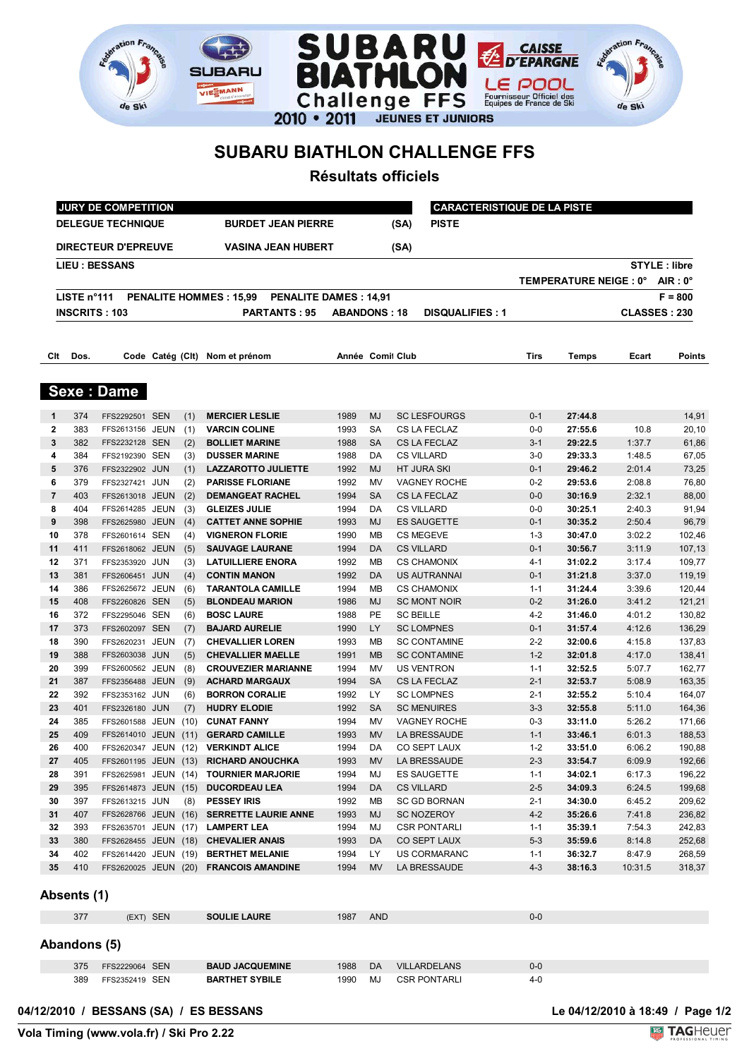# SUBARU BIATHLON CHALLENGE FFS

## Résultats officiels

| JURY DE COMPETITION | | | CARACTERISTIQUE DE LA PISTE |
|---|---|---|---|
| DELEGUE TECHNIQUE | BURDET JEAN PIERRE | (SA) | PISTE |
| DIRECTEUR D'EPREUVE | VASINA JEAN HUBERT | (SA) | |

**LIEU : BESSANS** — **STYLE : libre**

**TEMPERATURE NEIGE : 0° AIR : 0°**

**LISTE n°111 PENALITE HOMMES : 15,99 PENALITE DAMES : 14,91** — **F = 800**

**INSCRITS : 103 PARTANTS : 95 ABANDONS : 18 DISQUALIFIES : 1** — **CLASSES : 230**

## Sexe : Dame

| Clt | Dos. | Code | Catég | (Clt) | Nom et prénom | Année | Comit | Club | Tirs | Temps | Ecart | Points |
|---|---|---|---|---|---|---|---|---|---|---|---|---|
| 1 | 374 | FFS2292501 | SEN | (1) | MERCIER LESLIE | 1989 | MJ | SC LESFOURGS | 0-1 | 27:44.8 | | 14,91 |
| 2 | 383 | FFS2613156 | JEUN | (1) | VARCIN COLINE | 1993 | SA | CS LA FECLAZ | 0-0 | 27:55.6 | 10.8 | 20,10 |
| 3 | 382 | FFS2232128 | SEN | (2) | BOLLIET MARINE | 1988 | SA | CS LA FECLAZ | 3-1 | 29:22.5 | 1:37.7 | 61,86 |
| 4 | 384 | FFS2192390 | SEN | (3) | DUSSER MARINE | 1988 | DA | CS VILLARD | 3-0 | 29:33.3 | 1:48.5 | 67,05 |
| 5 | 376 | FFS2322902 | JUN | (1) | LAZZAROTTO JULIETTE | 1992 | MJ | HT JURA SKI | 0-1 | 29:46.2 | 2:01.4 | 73,25 |
| 6 | 379 | FFS2327421 | JUN | (2) | PARISSE FLORIANE | 1992 | MV | VAGNEY ROCHE | 0-2 | 29:53.6 | 2:08.8 | 76,80 |
| 7 | 403 | FFS2613018 | JEUN | (2) | DEMANGEAT RACHEL | 1994 | SA | CS LA FECLAZ | 0-0 | 30:16.9 | 2:32.1 | 88,00 |
| 8 | 404 | FFS2614285 | JEUN | (3) | GLEIZES JULIE | 1994 | DA | CS VILLARD | 0-0 | 30:25.1 | 2:40.3 | 91,94 |
| 9 | 398 | FFS2625980 | JEUN | (4) | CATTET ANNE SOPHIE | 1993 | MJ | ES SAUGETTE | 0-1 | 30:35.2 | 2:50.4 | 96,79 |
| 10 | 378 | FFS2601614 | SEN | (4) | VIGNERON FLORIE | 1990 | MB | CS MEGEVE | 1-3 | 30:47.0 | 3:02.2 | 102,46 |
| 11 | 411 | FFS2618062 | JEUN | (5) | SAUVAGE LAURANE | 1994 | DA | CS VILLARD | 0-1 | 30:56.7 | 3:11.9 | 107,13 |
| 12 | 371 | FFS2353920 | JUN | (3) | LATUILLIERE ENORA | 1992 | MB | CS CHAMONIX | 4-1 | 31:02.2 | 3:17.4 | 109,77 |
| 13 | 381 | FFS2606451 | JUN | (4) | CONTIN MANON | 1992 | DA | US AUTRANNAI | 0-1 | 31:21.8 | 3:37.0 | 119,19 |
| 14 | 386 | FFS2625672 | JEUN | (6) | TARANTOLA CAMILLE | 1994 | MB | CS CHAMONIX | 1-1 | 31:24.4 | 3:39.6 | 120,44 |
| 15 | 408 | FFS2260826 | SEN | (5) | BLONDEAU MARION | 1986 | MJ | SC MONT NOIR | 0-2 | 31:26.0 | 3:41.2 | 121,21 |
| 16 | 372 | FFS2295046 | SEN | (6) | BOSC LAURE | 1988 | PE | SC BEILLE | 4-2 | 31:46.0 | 4:01.2 | 130,82 |
| 17 | 373 | FFS2602097 | SEN | (7) | BAJARD AURELIE | 1990 | LY | SC LOMPNES | 0-1 | 31:57.4 | 4:12.6 | 136,29 |
| 18 | 390 | FFS2620231 | JEUN | (7) | CHEVALLIER LOREN | 1993 | MB | SC CONTAMINE | 2-2 | 32:00.6 | 4:15.8 | 137,83 |
| 19 | 388 | FFS2603038 | JUN | (5) | CHEVALLIER MAELLE | 1991 | MB | SC CONTAMINE | 1-2 | 32:01.8 | 4:17.0 | 138,41 |
| 20 | 399 | FFS2600562 | JEUN | (8) | CROUVEZIER MARIANNE | 1994 | MV | US VENTRON | 1-1 | 32:52.5 | 5:07.7 | 162,77 |
| 21 | 387 | FFS2356488 | JEUN | (9) | ACHARD MARGAUX | 1994 | SA | CS LA FECLAZ | 2-1 | 32:53.7 | 5:08.9 | 163,35 |
| 22 | 392 | FFS2353162 | JUN | (6) | BORRON CORALIE | 1992 | LY | SC LOMPNES | 2-1 | 32:55.2 | 5:10.4 | 164,07 |
| 23 | 401 | FFS2326180 | JUN | (7) | HUDRY ELODIE | 1992 | SA | SC MENUIRES | 3-3 | 32:55.8 | 5:11.0 | 164,36 |
| 24 | 385 | FFS2601588 | JEUN | (10) | CUNAT FANNY | 1994 | MV | VAGNEY ROCHE | 0-3 | 33:11.0 | 5:26.2 | 171,66 |
| 25 | 409 | FFS2614010 | JEUN | (11) | GERARD CAMILLE | 1993 | MV | LA BRESSAUDE | 1-1 | 33:46.1 | 6:01.3 | 188,53 |
| 26 | 400 | FFS2620347 | JEUN | (12) | VERKINDT ALICE | 1994 | DA | CO SEPT LAUX | 1-2 | 33:51.0 | 6:06.2 | 190,88 |
| 27 | 405 | FFS2601195 | JEUN | (13) | RICHARD ANOUCHKA | 1993 | MV | LA BRESSAUDE | 2-3 | 33:54.7 | 6:09.9 | 192,66 |
| 28 | 391 | FFS2625981 | JEUN | (14) | TOURNIER MARJORIE | 1994 | MJ | ES SAUGETTE | 1-1 | 34:02.1 | 6:17.3 | 196,22 |
| 29 | 395 | FFS2614873 | JEUN | (15) | DUCORDEAU LEA | 1994 | DA | CS VILLARD | 2-5 | 34:09.3 | 6:24.5 | 199,68 |
| 30 | 397 | FFS2613215 | JUN | (8) | PESSEY IRIS | 1992 | MB | SC GD BORNAN | 2-1 | 34:30.0 | 6:45.2 | 209,62 |
| 31 | 407 | FFS2628766 | JEUN | (16) | SERRETTE LAURIE ANNE | 1993 | MJ | SC NOZEROY | 4-2 | 35:26.6 | 7:41.8 | 236,82 |
| 32 | 393 | FFS2635701 | JEUN | (17) | LAMPERT LEA | 1994 | MJ | CSR PONTARLI | 1-1 | 35:39.1 | 7:54.3 | 242,83 |
| 33 | 380 | FFS2628455 | JEUN | (18) | CHEVALIER ANAIS | 1993 | DA | CO SEPT LAUX | 5-3 | 35:59.6 | 8:14.8 | 252,68 |
| 34 | 402 | FFS2614420 | JEUN | (19) | BERTHET MELANIE | 1994 | LY | US CORMARANC | 1-1 | 36:32.7 | 8:47.9 | 268,59 |
| 35 | 410 | FFS2620025 | JEUN | (20) | FRANCOIS AMANDINE | 1994 | MV | LA BRESSAUDE | 4-3 | 38:16.3 | 10:31.5 | 318,37 |

### Absents (1)

| Dos. | Code | Catég | Nom et prénom | Année | Comit | Club | Tirs |
|---|---|---|---|---|---|---|---|
| 377 | (EXT) | SEN | SOULIE LAURE | 1987 | AND | | 0-0 |

### Abandons (5)

| Dos. | Code | Catég | Nom et prénom | Année | Comit | Club | Tirs |
|---|---|---|---|---|---|---|---|
| 375 | FFS2229064 | SEN | BAUD JACQUEMINE | 1988 | DA | VILLARDELANS | 0-0 |
| 389 | FFS2352419 | SEN | BARTHET SYBILE | 1990 | MJ | CSR PONTARLI | 4-0 |

04/12/2010 / BESSANS (SA) / ES BESSANS — Le 04/12/2010 à 18:49

Vola Timing (www.vola.fr) / Ski Pro 2.22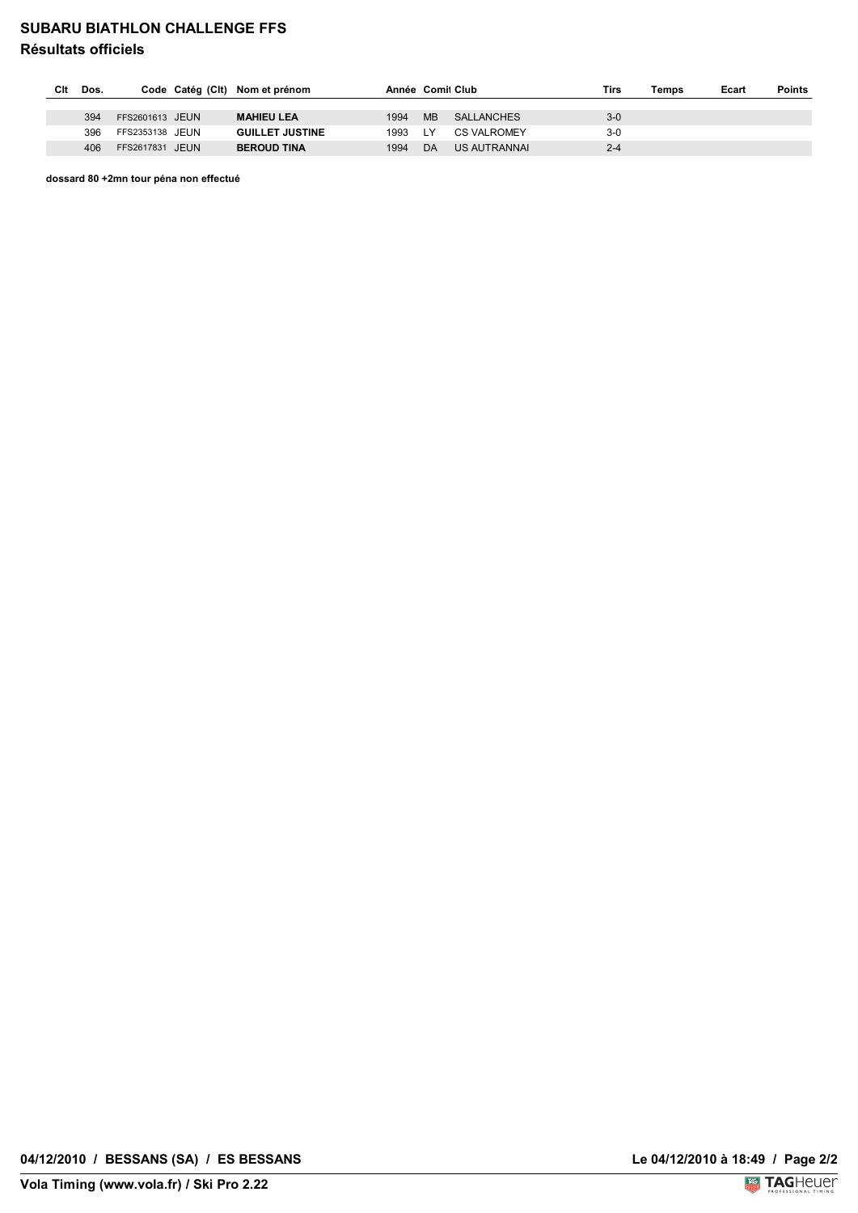## SUBARU BIATHLON CHALLENGE FFS

### Résultats officiels

| Clt | Dos. | Code | Catég (Clt) | Nom et prénom | Année | Comit | Club | Tirs | Temps | Ecart | Points |
|---|---|---|---|---|---|---|---|---|---|---|---|
| | 394 | FFS2601613 | JEUN | **MAHIEU LEA** | 1994 | MB | SALLANCHES | 3-0 | | | |
| | 396 | FFS2353138 | JEUN | **GUILLET JUSTINE** | 1993 | LY | CS VALROMEY | 3-0 | | | |
| | 406 | FFS2617831 | JEUN | **BEROUD TINA** | 1994 | DA | US AUTRANNAI | 2-4 | | | |

**dossard 80 +2mn tour péna non effectué**

**04/12/2010 / BESSANS (SA) / ES BESSANS**

**Le 04/12/2010 à 18:49**

**Vola Timing (www.vola.fr) / Ski Pro 2.22**